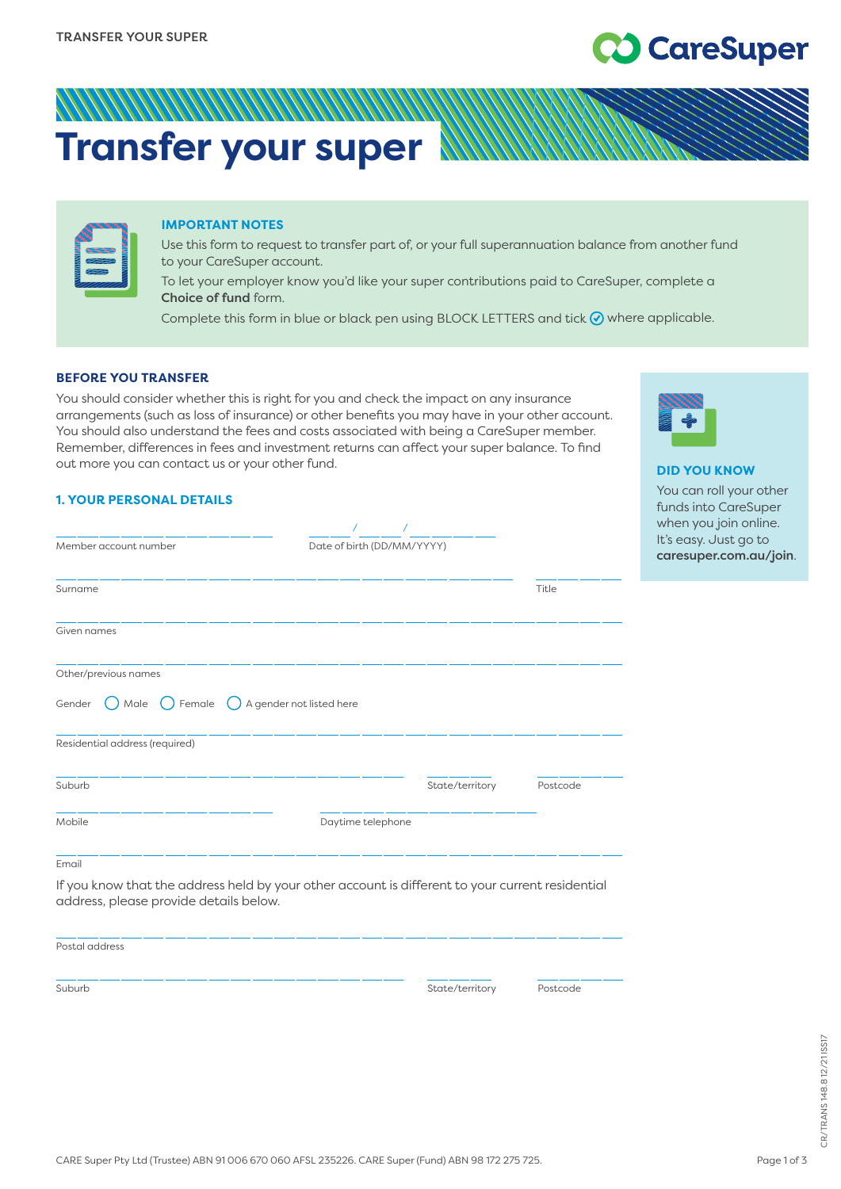# Transfer your super

### IMPORTANT NOTES

Use this form to request to transfer part of, or your full superannuation balance from another fund to your CareSuper account.

To let your employer know you'd like your super contributions paid to CareSuper, complete a **Choice of fund** form.

Complete this form in blue or black pen using BLOCK LETTERS and tick ✓ where applicable.

### BEFORE YOU TRANSFER

You should consider whether this is right for you and check the impact on any insurance arrangements (such as loss of insurance) or other benefits you may have in your other account. You should also understand the fees and costs associated with being a CareSuper member. Remember, differences in fees and investment returns can affect your super balance. To find out more you can contact us or your other fund.

### DID YOU KNOW

You can roll your other funds into CareSuper when you join online. It's easy. Just go to **caresuper.com.au/join**.

### 1. YOUR PERSONAL DETAILS

Member account number ____________  Date of birth (DD/MM/YYYY) ___ / ___ / _____

Surname ____________  Title ______

Given names ____________

Other/previous names ____________

Gender ◯ Male ◯ Female ◯ A gender not listed here

Residential address (required) ____________

Suburb ____________  State/territory ______  Postcode ______

Mobile ____________  Daytime telephone ____________

Email ____________

If you know that the address held by your other account is different to your current residential address, please provide details below.

Postal address ____________

Suburb ____________  State/territory ______  Postcode ______

CARE Super Pty Ltd (Trustee) ABN 91 006 670 060 AFSL 235226. CARE Super (Fund) ABN 98 172 275 725.

CR/TRANS 148.8 12/21 ISS17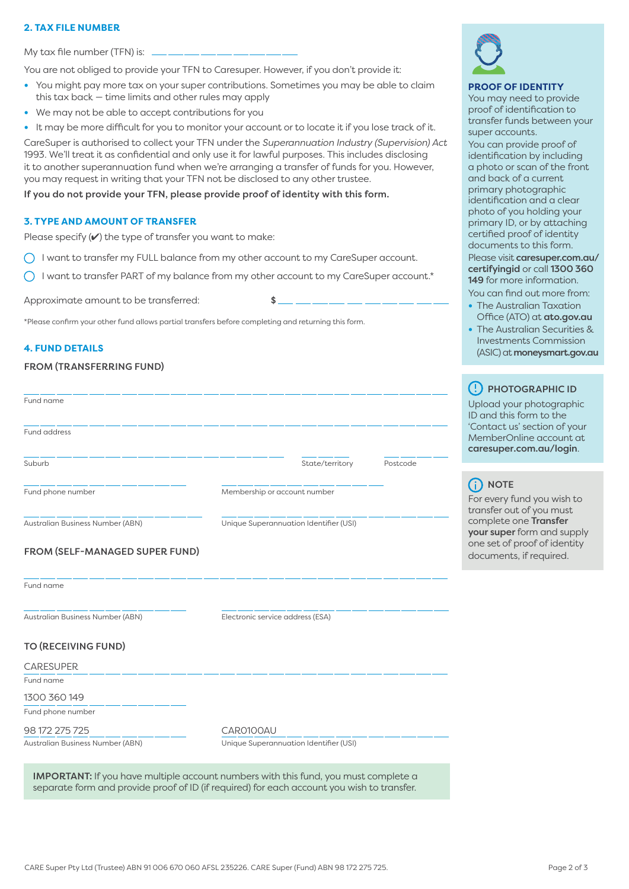## 2. TAX FILE NUMBER

My tax file number (TFN) is: ___________

You are not obliged to provide your TFN to Caresuper. However, if you don't provide it:

- You might pay more tax on your super contributions. Sometimes you may be able to claim this tax back – time limits and other rules may apply
- We may not be able to accept contributions for you
- It may be more difficult for you to monitor your account or to locate it if you lose track of it.

CareSuper is authorised to collect your TFN under the *Superannuation Industry (Supervision) Act* 1993. We'll treat it as confidential and only use it for lawful purposes. This includes disclosing it to another superannuation fund when we're arranging a transfer of funds for you. However, you may request in writing that your TFN not be disclosed to any other trustee.

**If you do not provide your TFN, please provide proof of identity with this form.**

## 3. TYPE AND AMOUNT OF TRANSFER

Please specify (✔) the type of transfer you want to make:

◯ I want to transfer my FULL balance from my other account to my CareSuper account.

◯ I want to transfer PART of my balance from my other account to my CareSuper account.*

Approximate amount to be transferred: $ ___________

*Please confirm your other fund allows partial transfers before completing and returning this form.

## 4. FUND DETAILS

### FROM (TRANSFERRING FUND)

Fund name ___________

Fund address ___________

Suburb ___________ State/territory ___________ Postcode ___________

Fund phone number ___________ Membership or account number ___________

Australian Business Number (ABN) ___________ Unique Superannuation Identifier (USI) ___________

### FROM (SELF-MANAGED SUPER FUND)

Fund name ___________

Australian Business Number (ABN) ___________ Electronic service address (ESA) ___________

### TO (RECEIVING FUND)

Fund name: CARESUPER

Fund phone number: 1300 360 149

Australian Business Number (ABN): 98 172 275 725

Unique Superannuation Identifier (USI): CAR0100AU

**IMPORTANT:** If you have multiple account numbers with this fund, you must complete a separate form and provide proof of ID (if required) for each account you wish to transfer.

### PROOF OF IDENTITY

You may need to provide proof of identification to transfer funds between your super accounts.

You can provide proof of identification by including a photo or scan of the front and back of a current primary photographic identification and a clear photo of you holding your primary ID, or by attaching certified proof of identity documents to this form.

Please visit **caresuper.com.au/certifyingid** or call **1300 360 149** for more information.

You can find out more from:

- The Australian Taxation Office (ATO) at **ato.gov.au**
- The Australian Securities & Investments Commission (ASIC) at **moneysmart.gov.au**

### PHOTOGRAPHIC ID

Upload your photographic ID and this form to the 'Contact us' section of your MemberOnline account at **caresuper.com.au/login**.

### NOTE

For every fund you wish to transfer out of you must complete one **Transfer your super** form and supply one set of proof of identity documents, if required.

CARE Super Pty Ltd (Trustee) ABN 91 006 670 060 AFSL 235226. CARE Super (Fund) ABN 98 172 275 725.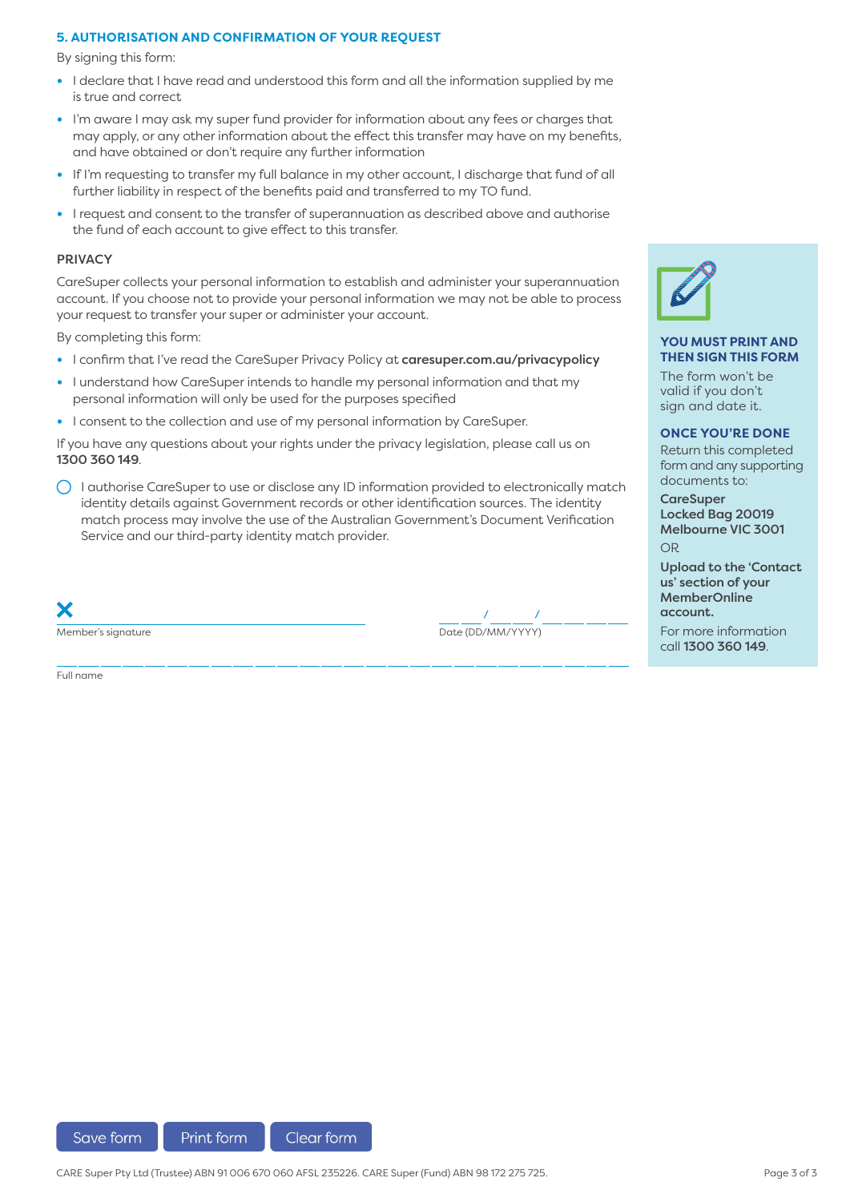## 5. AUTHORISATION AND CONFIRMATION OF YOUR REQUEST

By signing this form:

- I declare that I have read and understood this form and all the information supplied by me is true and correct
- I'm aware I may ask my super fund provider for information about any fees or charges that may apply, or any other information about the effect this transfer may have on my benefits, and have obtained or don't require any further information
- If I'm requesting to transfer my full balance in my other account, I discharge that fund of all further liability in respect of the benefits paid and transferred to my TO fund.
- I request and consent to the transfer of superannuation as described above and authorise the fund of each account to give effect to this transfer.

### PRIVACY

CareSuper collects your personal information to establish and administer your superannuation account. If you choose not to provide your personal information we may not be able to process your request to transfer your super or administer your account.

By completing this form:

- I confirm that I've read the CareSuper Privacy Policy at **caresuper.com.au/privacypolicy**
- I understand how CareSuper intends to handle my personal information and that my personal information will only be used for the purposes specified
- I consent to the collection and use of my personal information by CareSuper.

If you have any questions about your rights under the privacy legislation, please call us on **1300 360 149**.

◯ I authorise CareSuper to use or disclose any ID information provided to electronically match identity details against Government records or other identification sources. The identity match process may involve the use of the Australian Government's Document Verification Service and our third-party identity match provider.

**X** ______________________________ Member's signature

___ ___ / ___ ___ / ___ ___ ___ ___ Date (DD/MM/YYYY)

______________________________ Full name

**YOU MUST PRINT AND THEN SIGN THIS FORM**

The form won't be valid if you don't sign and date it.

**ONCE YOU'RE DONE**

Return this completed form and any supporting documents to:

**CareSuper**
**Locked Bag 20019**
**Melbourne VIC 3001**

OR

**Upload to the 'Contact us' section of your MemberOnline account.**

For more information call **1300 360 149**.

Save form | Print form | Clear form

CARE Super Pty Ltd (Trustee) ABN 91 006 670 060 AFSL 235226. CARE Super (Fund) ABN 98 172 275 725.